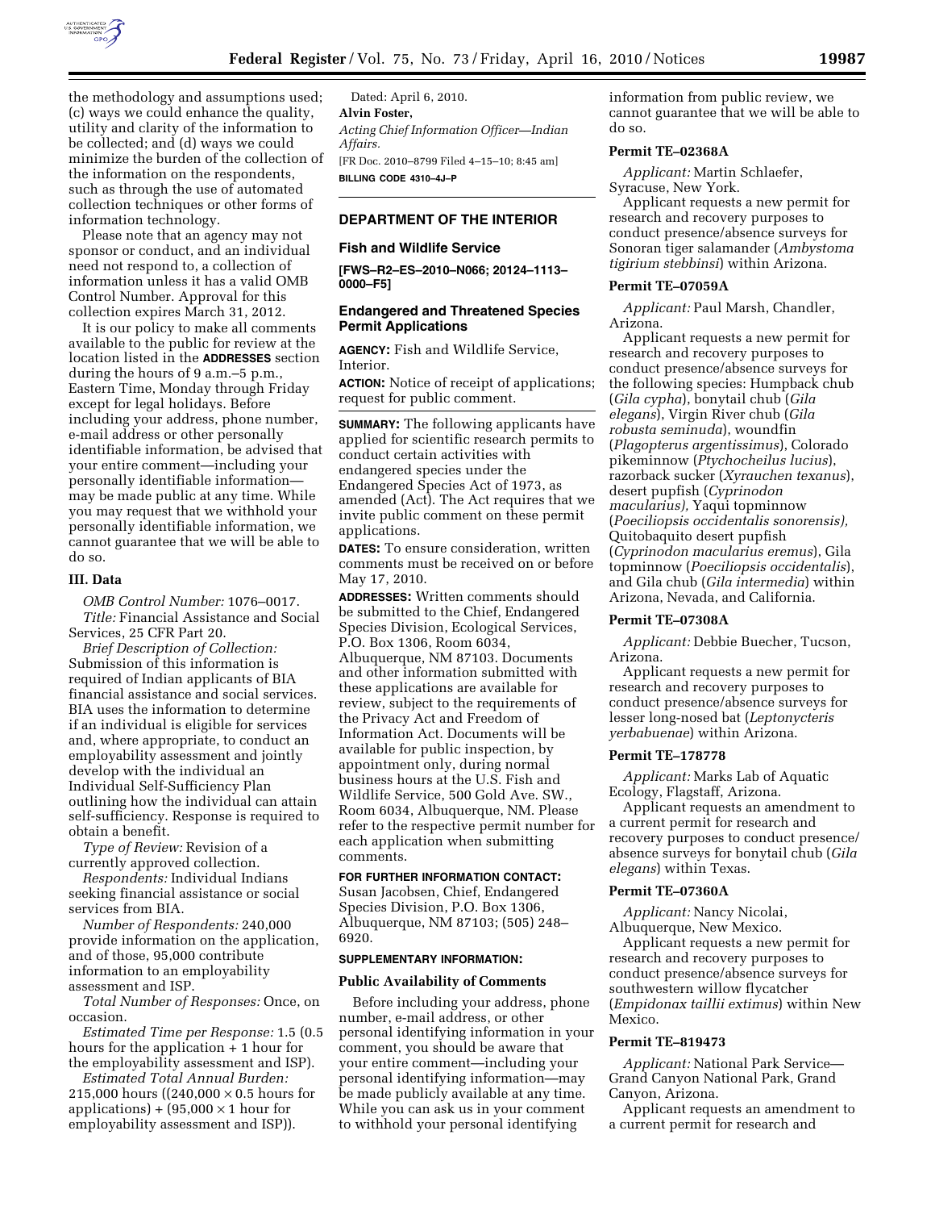the methodology and assumptions used; (c) ways we could enhance the quality, utility and clarity of the information to be collected; and (d) ways we could minimize the burden of the collection of the information on the respondents, such as through the use of automated collection techniques or other forms of information technology.

Please note that an agency may not sponsor or conduct, and an individual need not respond to, a collection of information unless it has a valid OMB Control Number. Approval for this collection expires March 31, 2012.

It is our policy to make all comments available to the public for review at the location listed in the **ADDRESSES** section during the hours of 9 a.m.–5 p.m., Eastern Time, Monday through Friday except for legal holidays. Before including your address, phone number, e-mail address or other personally identifiable information, be advised that your entire comment—including your personally identifiable information—may be made public at any time. While you may request that we withhold your personally identifiable information, we cannot guarantee that we will be able to do so.

### III. Data

*OMB Control Number:* 1076–0017.

*Title:* Financial Assistance and Social Services, 25 CFR Part 20.

*Brief Description of Collection:* Submission of this information is required of Indian applicants of BIA financial assistance and social services. BIA uses the information to determine if an individual is eligible for services and, where appropriate, to conduct an employability assessment and jointly develop with the individual an Individual Self-Sufficiency Plan outlining how the individual can attain self-sufficiency. Response is required to obtain a benefit.

*Type of Review:* Revision of a currently approved collection.

*Respondents:* Individual Indians seeking financial assistance or social services from BIA.

*Number of Respondents:* 240,000 provide information on the application, and of those, 95,000 contribute information to an employability assessment and ISP.

*Total Number of Responses:* Once, on occasion.

*Estimated Time per Response:* 1.5 (0.5 hours for the application + 1 hour for the employability assessment and ISP).

*Estimated Total Annual Burden:* 215,000 hours ((240,000 × 0.5 hours for applications) + (95,000 × 1 hour for employability assessment and ISP)).

Dated: April 6, 2010.

**Alvin Foster,**

*Acting Chief Information Officer—Indian Affairs.*

[FR Doc. 2010–8799 Filed 4–15–10; 8:45 am]

**BILLING CODE 4310–4J–P**

## DEPARTMENT OF THE INTERIOR

### Fish and Wildlife Service

**[FWS–R2–ES–2010–N066; 20124–1113–0000–F5]**

### Endangered and Threatened Species Permit Applications

**AGENCY:** Fish and Wildlife Service, Interior.

**ACTION:** Notice of receipt of applications; request for public comment.

**SUMMARY:** The following applicants have applied for scientific research permits to conduct certain activities with endangered species under the Endangered Species Act of 1973, as amended (Act). The Act requires that we invite public comment on these permit applications.

**DATES:** To ensure consideration, written comments must be received on or before May 17, 2010.

**ADDRESSES:** Written comments should be submitted to the Chief, Endangered Species Division, Ecological Services, P.O. Box 1306, Room 6034, Albuquerque, NM 87103. Documents and other information submitted with these applications are available for review, subject to the requirements of the Privacy Act and Freedom of Information Act. Documents will be available for public inspection, by appointment only, during normal business hours at the U.S. Fish and Wildlife Service, 500 Gold Ave. SW., Room 6034, Albuquerque, NM. Please refer to the respective permit number for each application when submitting comments.

**FOR FURTHER INFORMATION CONTACT:** Susan Jacobsen, Chief, Endangered Species Division, P.O. Box 1306, Albuquerque, NM 87103; (505) 248–6920.

**SUPPLEMENTARY INFORMATION:**

### Public Availability of Comments

Before including your address, phone number, e-mail address, or other personal identifying information in your comment, you should be aware that your entire comment—including your personal identifying information—may be made publicly available at any time. While you can ask us in your comment to withhold your personal identifying information from public review, we cannot guarantee that we will be able to do so.

### Permit TE–02368A

*Applicant:* Martin Schlaefer, Syracuse, New York.

Applicant requests a new permit for research and recovery purposes to conduct presence/absence surveys for Sonoran tiger salamander (*Ambystoma tigirium stebbinsi*) within Arizona.

### Permit TE–07059A

*Applicant:* Paul Marsh, Chandler, Arizona.

Applicant requests a new permit for research and recovery purposes to conduct presence/absence surveys for the following species: Humpback chub (*Gila cypha*), bonytail chub (*Gila elegans*), Virgin River chub (*Gila robusta seminuda*), woundfin (*Plagopterus argentissimus*), Colorado pikeminnow (*Ptychocheilus lucius*), razorback sucker (*Xyrauchen texanus*), desert pupfish (*Cyprinodon macularius),* Yaqui topminnow (*Poeciliopsis occidentalis sonorensis),* Quitobaquito desert pupfish (*Cyprinodon macularius eremus*), Gila topminnow (*Poeciliopsis occidentalis*), and Gila chub (*Gila intermedia*) within Arizona, Nevada, and California.

### Permit TE–07308A

*Applicant:* Debbie Buecher, Tucson, Arizona.

Applicant requests a new permit for research and recovery purposes to conduct presence/absence surveys for lesser long-nosed bat (*Leptonycteris yerbabuenae*) within Arizona.

### Permit TE–178778

*Applicant:* Marks Lab of Aquatic Ecology, Flagstaff, Arizona.

Applicant requests an amendment to a current permit for research and recovery purposes to conduct presence/absence surveys for bonytail chub (*Gila elegans*) within Texas.

### Permit TE–07360A

*Applicant:* Nancy Nicolai, Albuquerque, New Mexico.

Applicant requests a new permit for research and recovery purposes to conduct presence/absence surveys for southwestern willow flycatcher (*Empidonax taillii extimus*) within New Mexico.

### Permit TE–819473

*Applicant:* National Park Service—Grand Canyon National Park, Grand Canyon, Arizona.

Applicant requests an amendment to a current permit for research and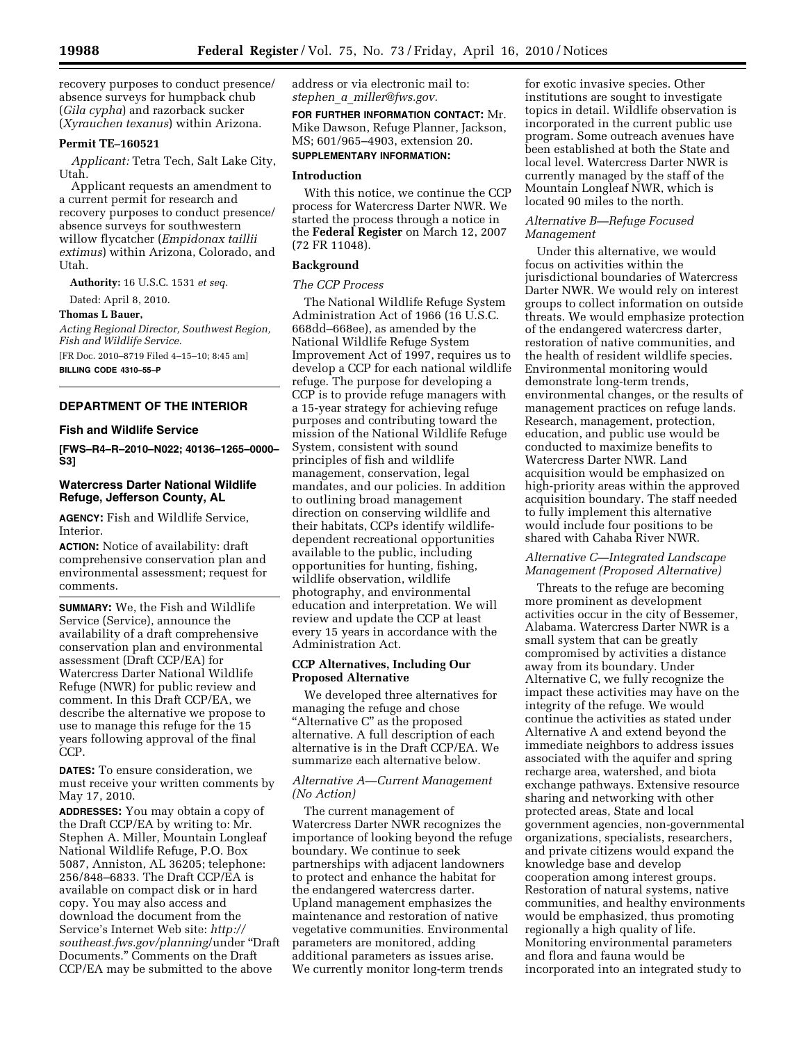recovery purposes to conduct presence/absence surveys for humpback chub (*Gila cypha*) and razorback sucker (*Xyrauchen texanus*) within Arizona.

**Permit TE–160521**

*Applicant:* Tetra Tech, Salt Lake City, Utah.

Applicant requests an amendment to a current permit for research and recovery purposes to conduct presence/absence surveys for southwestern willow flycatcher (*Empidonax taillii extimus*) within Arizona, Colorado, and Utah.

**Authority:** 16 U.S.C. 1531 *et seq.*

Dated: April 8, 2010.

**Thomas L Bauer,**

*Acting Regional Director, Southwest Region, Fish and Wildlife Service.*

[FR Doc. 2010–8719 Filed 4–15–10; 8:45 am]

**BILLING CODE 4310–55–P**

---

## DEPARTMENT OF THE INTERIOR

### Fish and Wildlife Service

**[FWS–R4–R–2010–N022; 40136–1265–0000–S3]**

### Watercress Darter National Wildlife Refuge, Jefferson County, AL

**AGENCY:** Fish and Wildlife Service, Interior.

**ACTION:** Notice of availability: draft comprehensive conservation plan and environmental assessment; request for comments.

**SUMMARY:** We, the Fish and Wildlife Service (Service), announce the availability of a draft comprehensive conservation plan and environmental assessment (Draft CCP/EA) for Watercress Darter National Wildlife Refuge (NWR) for public review and comment. In this Draft CCP/EA, we describe the alternative we propose to use to manage this refuge for the 15 years following approval of the final CCP.

**DATES:** To ensure consideration, we must receive your written comments by May 17, 2010.

**ADDRESSES:** You may obtain a copy of the Draft CCP/EA by writing to: Mr. Stephen A. Miller, Mountain Longleaf National Wildlife Refuge, P.O. Box 5087, Anniston, AL 36205; telephone: 256/848–6833. The Draft CCP/EA is available on compact disk or in hard copy. You may also access and download the document from the Service's Internet Web site: *http://southeast.fws.gov/planning/*under "Draft Documents." Comments on the Draft CCP/EA may be submitted to the above address or via electronic mail to: *stephen_a_miller@fws.gov.*

**FOR FURTHER INFORMATION CONTACT:** Mr. Mike Dawson, Refuge Planner, Jackson, MS; 601/965–4903, extension 20.

**SUPPLEMENTARY INFORMATION:**

#### Introduction

With this notice, we continue the CCP process for Watercress Darter NWR. We started the process through a notice in the **Federal Register** on March 12, 2007 (72 FR 11048).

#### Background

*The CCP Process*

The National Wildlife Refuge System Administration Act of 1966 (16 U.S.C. 668dd–668ee), as amended by the National Wildlife Refuge System Improvement Act of 1997, requires us to develop a CCP for each national wildlife refuge. The purpose for developing a CCP is to provide refuge managers with a 15-year strategy for achieving refuge purposes and contributing toward the mission of the National Wildlife Refuge System, consistent with sound principles of fish and wildlife management, conservation, legal mandates, and our policies. In addition to outlining broad management direction on conserving wildlife and their habitats, CCPs identify wildlife-dependent recreational opportunities available to the public, including opportunities for hunting, fishing, wildlife observation, wildlife photography, and environmental education and interpretation. We will review and update the CCP at least every 15 years in accordance with the Administration Act.

#### CCP Alternatives, Including Our Proposed Alternative

We developed three alternatives for managing the refuge and chose "Alternative C" as the proposed alternative. A full description of each alternative is in the Draft CCP/EA. We summarize each alternative below.

*Alternative A—Current Management (No Action)*

The current management of Watercress Darter NWR recognizes the importance of looking beyond the refuge boundary. We continue to seek partnerships with adjacent landowners to protect and enhance the habitat for the endangered watercress darter. Upland management emphasizes the maintenance and restoration of native vegetative communities. Environmental parameters are monitored, adding additional parameters as issues arise. We currently monitor long-term trends for exotic invasive species. Other institutions are sought to investigate topics in detail. Wildlife observation is incorporated in the current public use program. Some outreach avenues have been established at both the State and local level. Watercress Darter NWR is currently managed by the staff of the Mountain Longleaf NWR, which is located 90 miles to the north.

*Alternative B—Refuge Focused Management*

Under this alternative, we would focus on activities within the jurisdictional boundaries of Watercress Darter NWR. We would rely on interest groups to collect information on outside threats. We would emphasize protection of the endangered watercress darter, restoration of native communities, and the health of resident wildlife species. Environmental monitoring would demonstrate long-term trends, environmental changes, or the results of management practices on refuge lands. Research, management, protection, education, and public use would be conducted to maximize benefits to Watercress Darter NWR. Land acquisition would be emphasized on high-priority areas within the approved acquisition boundary. The staff needed to fully implement this alternative would include four positions to be shared with Cahaba River NWR.

*Alternative C—Integrated Landscape Management (Proposed Alternative)*

Threats to the refuge are becoming more prominent as development activities occur in the city of Bessemer, Alabama. Watercress Darter NWR is a small system that can be greatly compromised by activities a distance away from its boundary. Under Alternative C, we fully recognize the impact these activities may have on the integrity of the refuge. We would continue the activities as stated under Alternative A and extend beyond the immediate neighbors to address issues associated with the aquifer and spring recharge area, watershed, and biota exchange pathways. Extensive resource sharing and networking with other protected areas, State and local government agencies, non-governmental organizations, specialists, researchers, and private citizens would expand the knowledge base and develop cooperation among interest groups. Restoration of natural systems, native communities, and healthy environments would be emphasized, thus promoting regionally a high quality of life. Monitoring environmental parameters and flora and fauna would be incorporated into an integrated study to